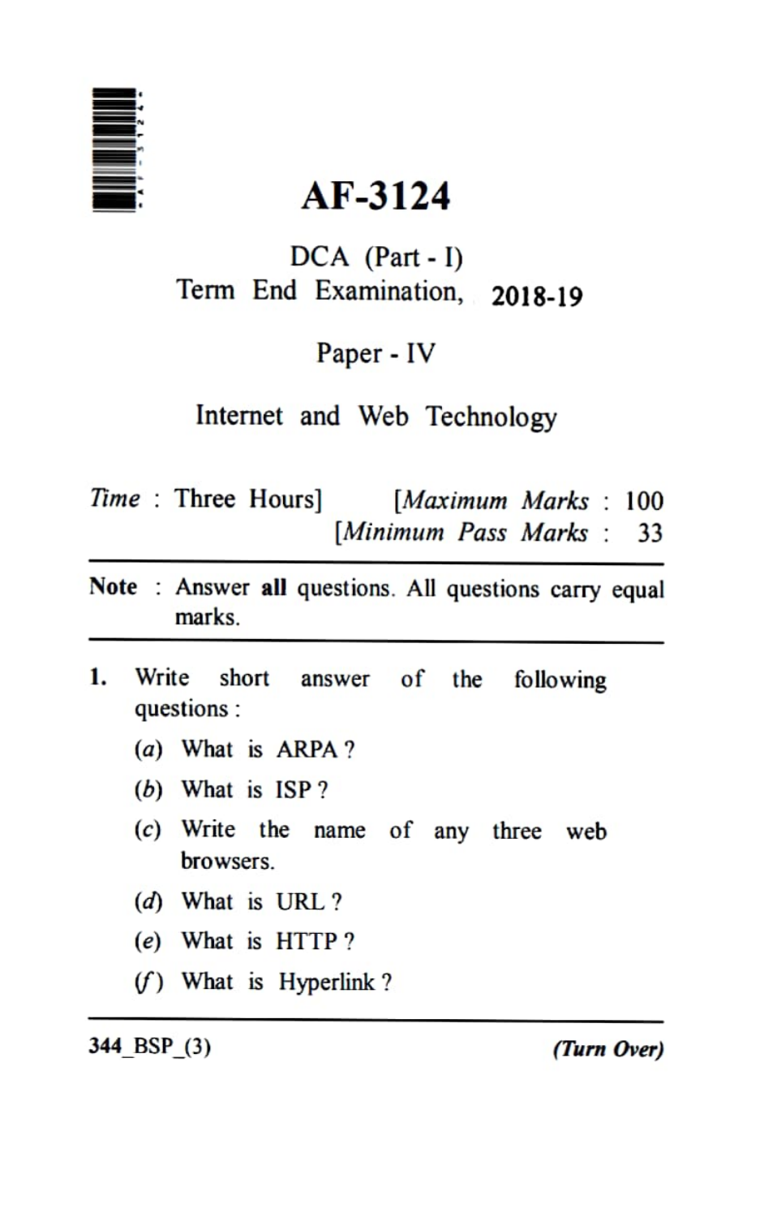# AF-3124

## DCA (Part - I)

## Term End Examination, 2018-19

## Paper - IV

## Internet and Web Technology

*Time* : Three Hours] [*Maximum Marks* : 100

[*Minimum Pass Marks* : 33

---

**Note** : Answer **all** questions. All questions carry equal marks.

---

**1.** Write short answer of the following questions :

(*a*) What is ARPA ?

(*b*) What is ISP ?

(*c*) Write the name of any three web browsers.

(*d*) What is URL ?

(*e*) What is HTTP ?

(*f*) What is Hyperlink ?

---

344_BSP_(3) ***(Turn Over)***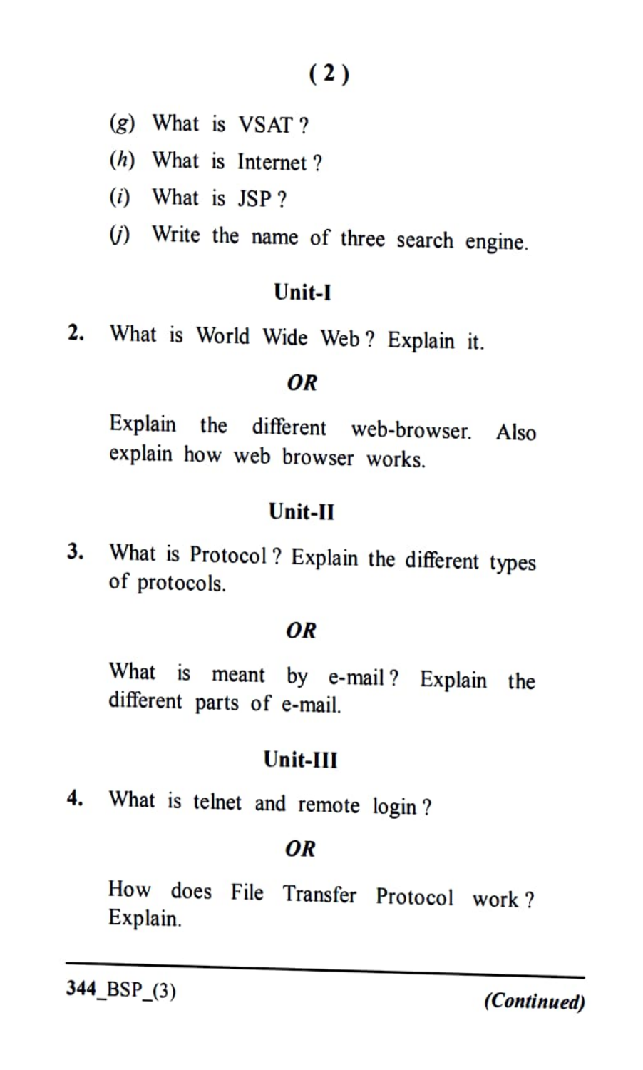(g) What is VSAT ?

(h) What is Internet ?

(i) What is JSP ?

(j) Write the name of three search engine.

## Unit-I

2. What is World Wide Web ? Explain it.

*OR*

Explain the different web-browser. Also explain how web browser works.

## Unit-II

3. What is Protocol ? Explain the different types of protocols.

*OR*

What is meant by e-mail ? Explain the different parts of e-mail.

## Unit-III

4. What is telnet and remote login ?

*OR*

How does File Transfer Protocol work ? Explain.

344_BSP_(3) *(Continued)*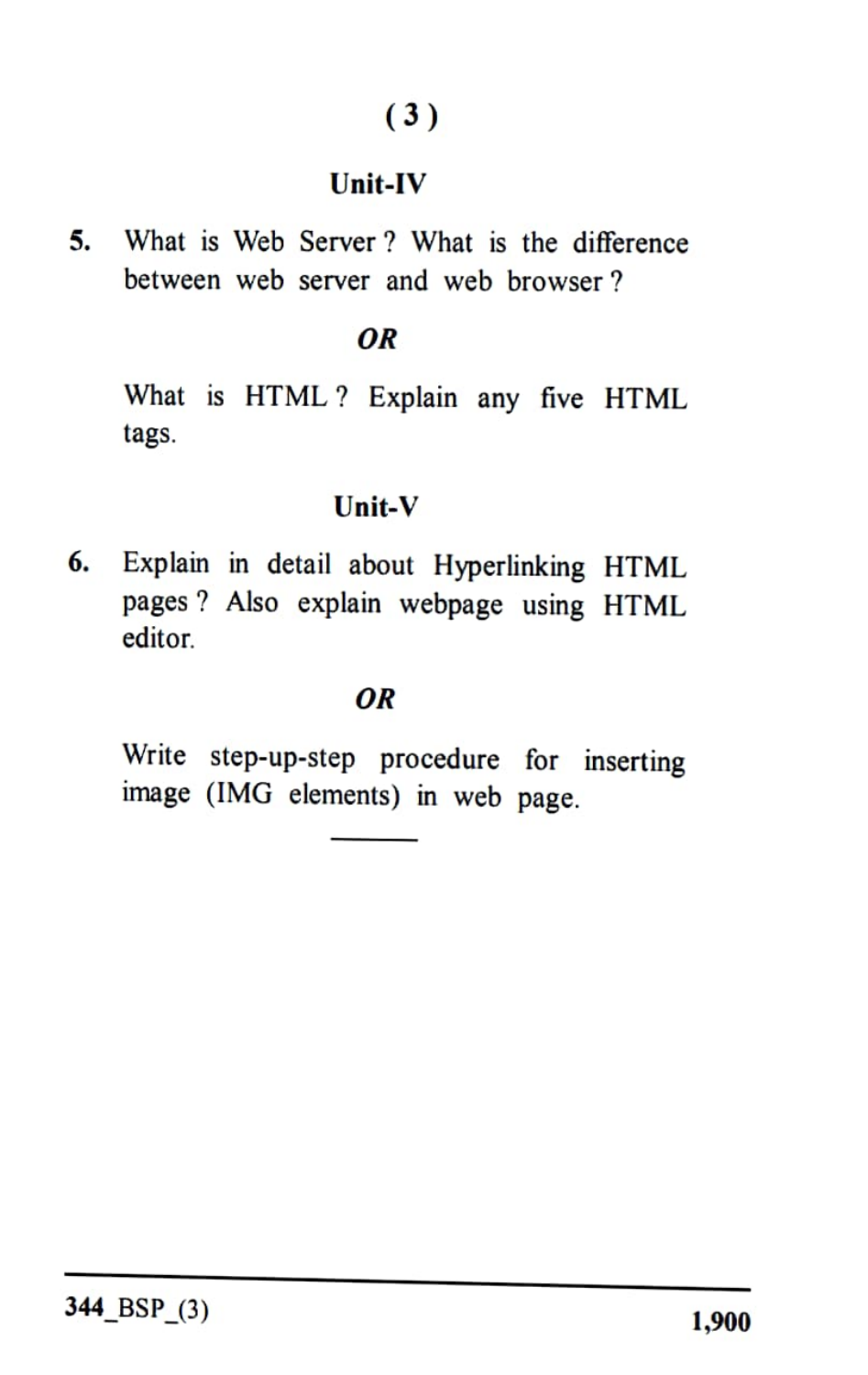## Unit-IV

5. What is Web Server ? What is the difference between web server and web browser ?

*OR*

What is HTML ? Explain any five HTML tags.

## Unit-V

6. Explain in detail about Hyperlinking HTML pages ? Also explain webpage using HTML editor.

*OR*

Write step-up-step procedure for inserting image (IMG elements) in web page.

---

344_BSP_(3) 1,900